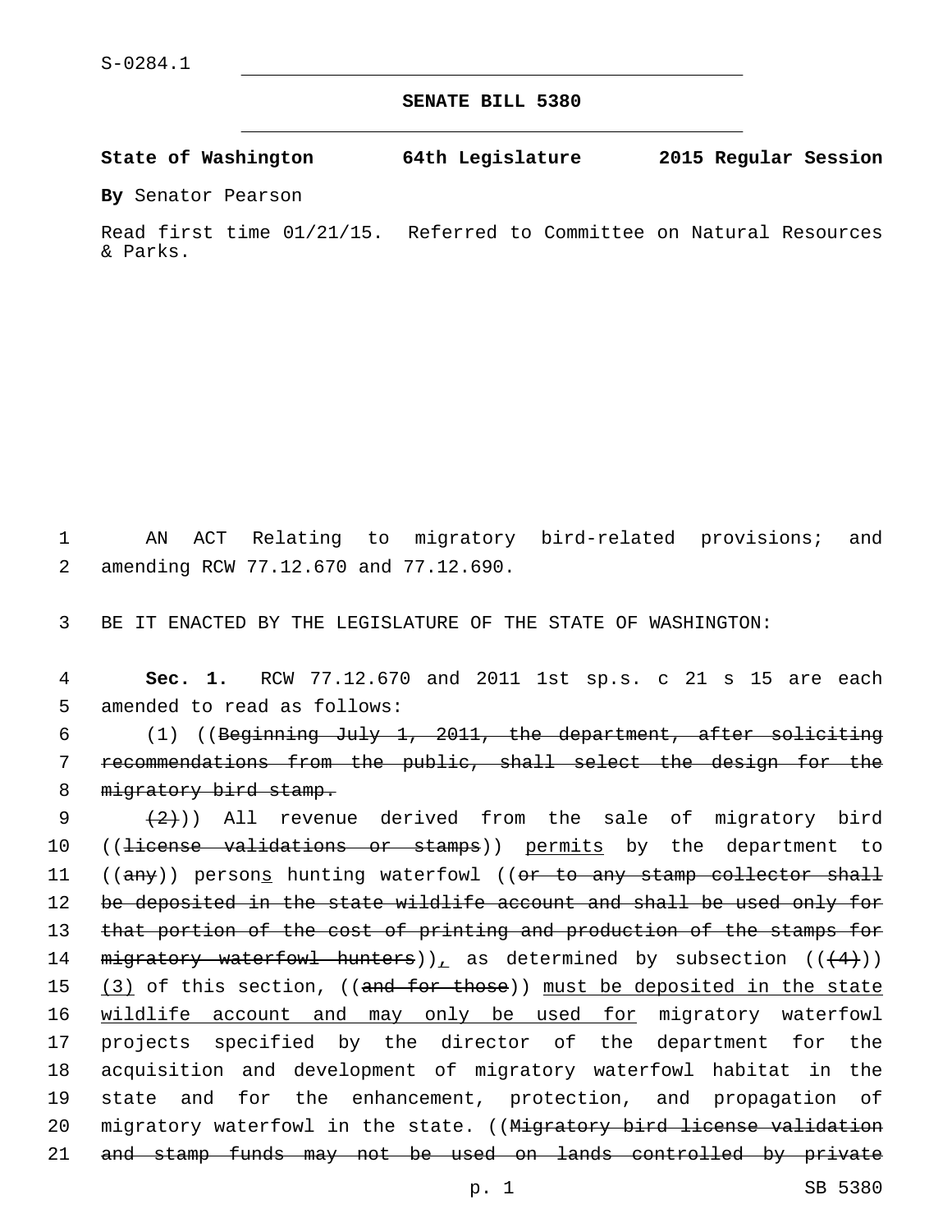S-0284.1

**SENATE BILL 5380**

**State of Washington 64th Legislature 2015 Regular Session**

**By** Senator Pearson

Read first time 01/21/15. Referred to Committee on Natural Resources & Parks.

AN ACT Relating to migratory bird-related provisions; and amending RCW 77.12.670 and 77.12.690.

BE IT ENACTED BY THE LEGISLATURE OF THE STATE OF WASHINGTON:

**Sec. 1.** RCW 77.12.670 and 2011 1st sp.s. c 21 s 15 are each amended to read as follows:

(1) ((~~Beginning July 1, 2011, the department, after soliciting recommendations from the public, shall select the design for the migratory bird stamp.~~

~~(2)~~)) All revenue derived from the sale of migratory bird ((~~license validations or stamps~~)) <u>permits</u> by the department to ((~~any~~)) person<u>s</u> hunting waterfowl ((~~or to any stamp collector shall be deposited in the state wildlife account and shall be used only for that portion of the cost of printing and production of the stamps for migratory waterfowl hunters~~))<u>,</u> as determined by subsection ((~~(4)~~)) <u>(3)</u> of this section, ((~~and for those~~)) <u>must be deposited in the state wildlife account and may only be used for</u> migratory waterfowl projects specified by the director of the department for the acquisition and development of migratory waterfowl habitat in the state and for the enhancement, protection, and propagation of migratory waterfowl in the state. ((~~Migratory bird license validation and stamp funds may not be used on lands controlled by private~~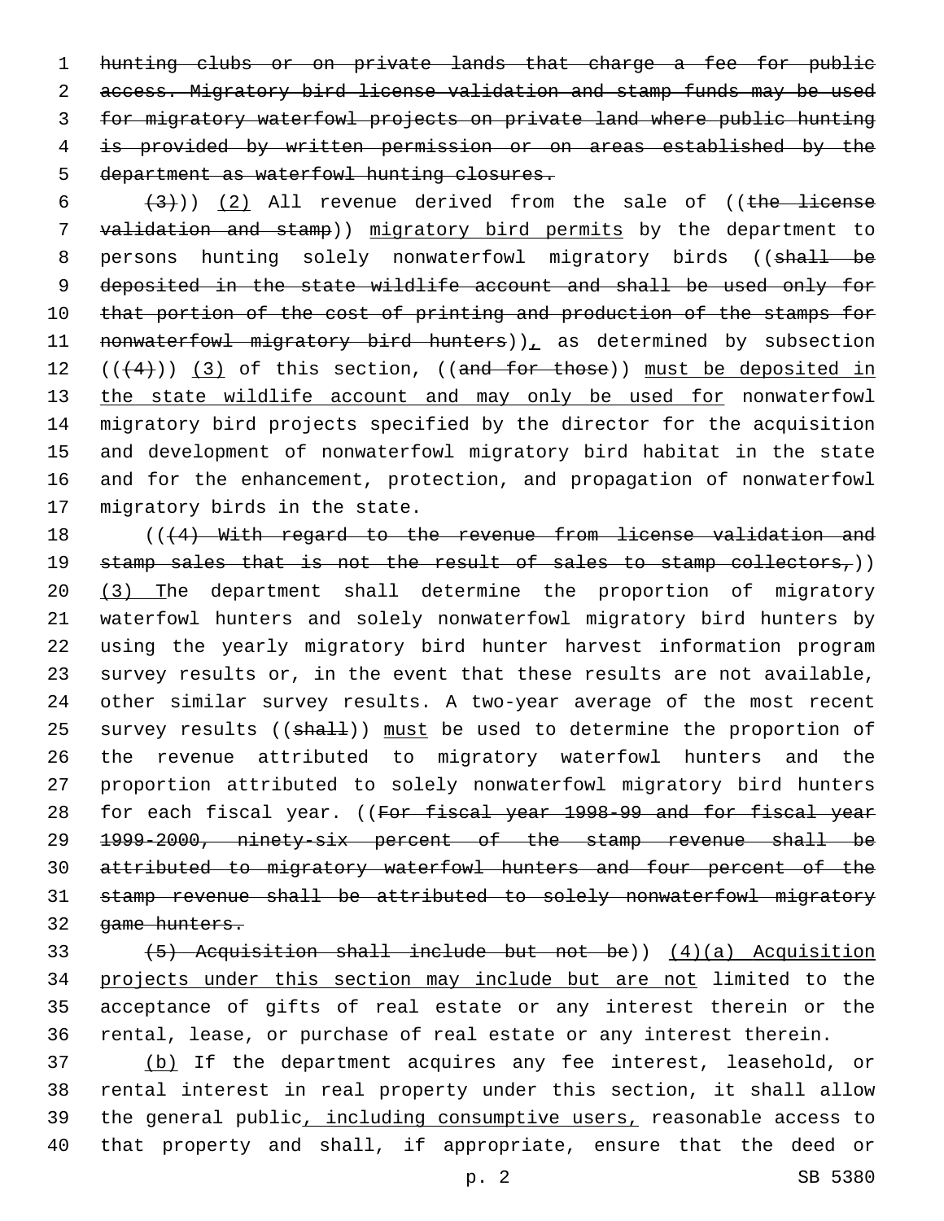~~hunting clubs or on private lands that charge a fee for public access. Migratory bird license validation and stamp funds may be used for migratory waterfowl projects on private land where public hunting is provided by written permission or on areas established by the department as waterfowl hunting closures.~~

~~(3)~~)) (2) All revenue derived from the sale of ((~~the license validation and stamp~~)) migratory bird permits by the department to persons hunting solely nonwaterfowl migratory birds ((~~shall be deposited in the state wildlife account and shall be used only for that portion of the cost of printing and production of the stamps for nonwaterfowl migratory bird hunters~~)), as determined by subsection ((~~(4)~~)) (3) of this section, ((~~and for those~~)) must be deposited in the state wildlife account and may only be used for nonwaterfowl migratory bird projects specified by the director for the acquisition and development of nonwaterfowl migratory bird habitat in the state and for the enhancement, protection, and propagation of nonwaterfowl migratory birds in the state.

((~~(4) With regard to the revenue from license validation and stamp sales that is not the result of sales to stamp collectors,~~)) (3) The department shall determine the proportion of migratory waterfowl hunters and solely nonwaterfowl migratory bird hunters by using the yearly migratory bird hunter harvest information program survey results or, in the event that these results are not available, other similar survey results. A two-year average of the most recent survey results ((~~shall~~)) must be used to determine the proportion of the revenue attributed to migratory waterfowl hunters and the proportion attributed to solely nonwaterfowl migratory bird hunters for each fiscal year. ((~~For fiscal year 1998-99 and for fiscal year 1999-2000, ninety-six percent of the stamp revenue shall be attributed to migratory waterfowl hunters and four percent of the stamp revenue shall be attributed to solely nonwaterfowl migratory game hunters.~~

~~(5) Acquisition shall include but not be~~)) (4)(a) Acquisition projects under this section may include but are not limited to the acceptance of gifts of real estate or any interest therein or the rental, lease, or purchase of real estate or any interest therein.

(b) If the department acquires any fee interest, leasehold, or rental interest in real property under this section, it shall allow the general public, including consumptive users, reasonable access to that property and shall, if appropriate, ensure that the deed or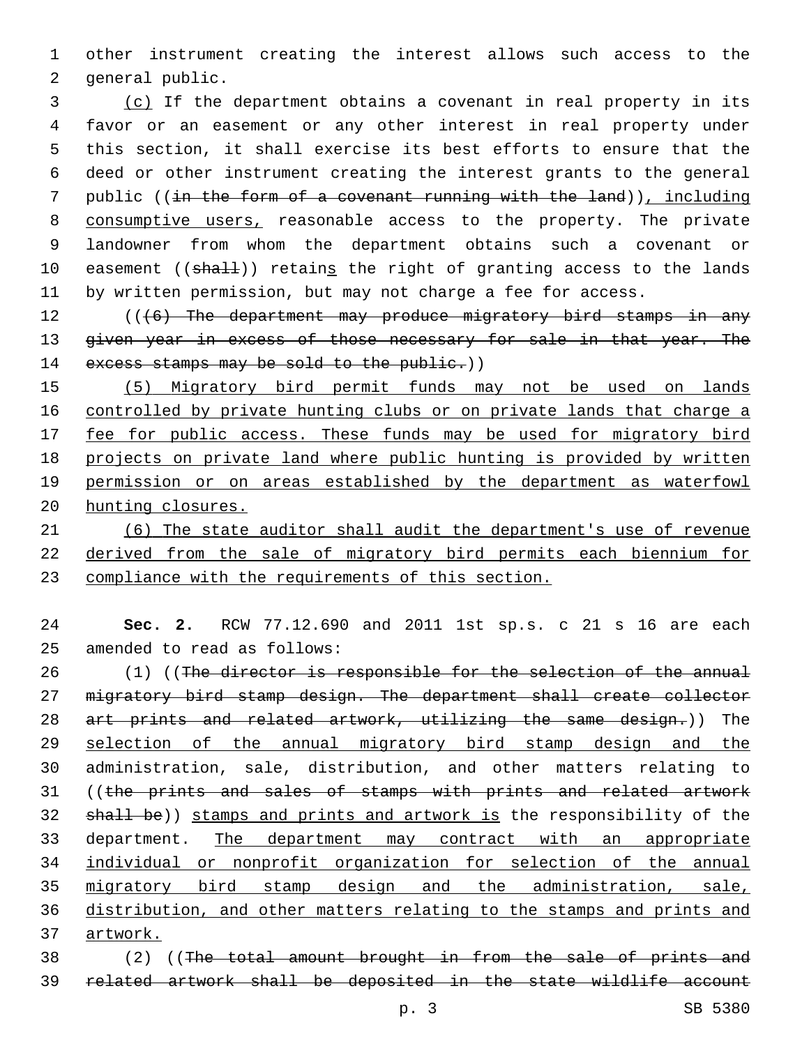other instrument creating the interest allows such access to the general public.

(c) If the department obtains a covenant in real property in its favor or an easement or any other interest in real property under this section, it shall exercise its best efforts to ensure that the deed or other instrument creating the interest grants to the general public ((in the form of a covenant running with the land)), including consumptive users, reasonable access to the property. The private landowner from whom the department obtains such a covenant or easement ((shall)) retains the right of granting access to the lands by written permission, but may not charge a fee for access.

(((6) The department may produce migratory bird stamps in any given year in excess of those necessary for sale in that year. The excess stamps may be sold to the public.))

(5) Migratory bird permit funds may not be used on lands controlled by private hunting clubs or on private lands that charge a fee for public access. These funds may be used for migratory bird projects on private land where public hunting is provided by written permission or on areas established by the department as waterfowl hunting closures.

(6) The state auditor shall audit the department's use of revenue derived from the sale of migratory bird permits each biennium for compliance with the requirements of this section.

**Sec. 2.** RCW 77.12.690 and 2011 1st sp.s. c 21 s 16 are each amended to read as follows:

(1) ((The director is responsible for the selection of the annual migratory bird stamp design. The department shall create collector art prints and related artwork, utilizing the same design.)) The selection of the annual migratory bird stamp design and the administration, sale, distribution, and other matters relating to ((the prints and sales of stamps with prints and related artwork shall be)) stamps and prints and artwork is the responsibility of the department. The department may contract with an appropriate individual or nonprofit organization for selection of the annual migratory bird stamp design and the administration, sale, distribution, and other matters relating to the stamps and prints and artwork.

(2) ((The total amount brought in from the sale of prints and related artwork shall be deposited in the state wildlife account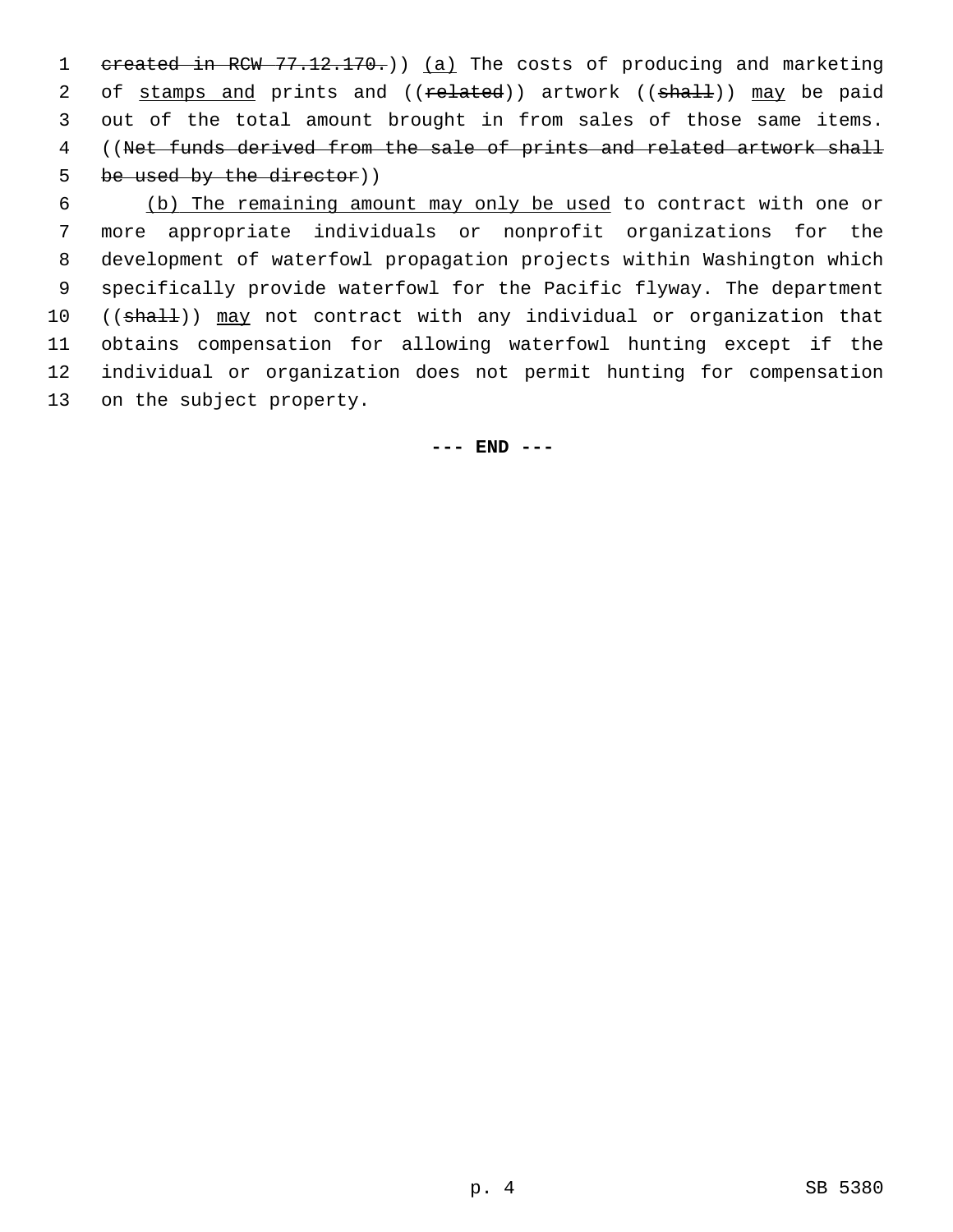created in RCW 77.12.170.)) (a) The costs of producing and marketing of stamps and prints and ((related)) artwork ((shall)) may be paid out of the total amount brought in from sales of those same items. ((Net funds derived from the sale of prints and related artwork shall be used by the director))

(b) The remaining amount may only be used to contract with one or more appropriate individuals or nonprofit organizations for the development of waterfowl propagation projects within Washington which specifically provide waterfowl for the Pacific flyway. The department ((shall)) may not contract with any individual or organization that obtains compensation for allowing waterfowl hunting except if the individual or organization does not permit hunting for compensation on the subject property.

**--- END ---**